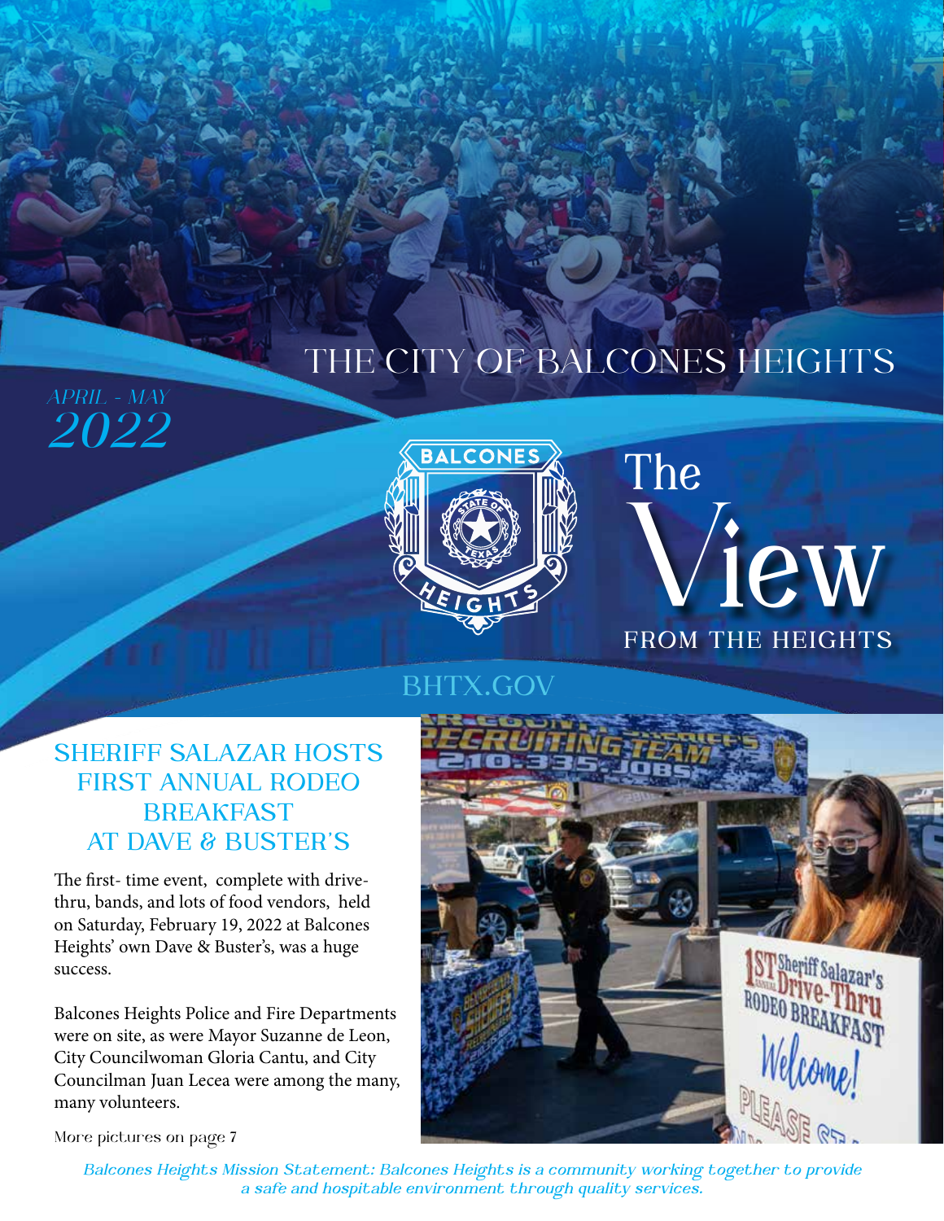# THE CITY OF BALCONES HEIGHTS

*APRIL - MAY*
*2022*

# The View FROM THE HEIGHTS

BHTX.GOV

## SHERIFF SALAZAR HOSTS FIRST ANNUAL RODEO BREAKFAST AT DAVE & BUSTER'S

The first- time event, complete with drive-thru, bands, and lots of food vendors, held on Saturday, February 19, 2022 at Balcones Heights' own Dave & Buster's, was a huge success.

Balcones Heights Police and Fire Departments were on site, as were Mayor Suzanne de Leon, City Councilwoman Gloria Cantu, and City Councilman Juan Lecea were among the many, many volunteers.

More pictures on page 7

*Balcones Heights Mission Statement: Balcones Heights is a community working together to provide a safe and hospitable environment through quality services.*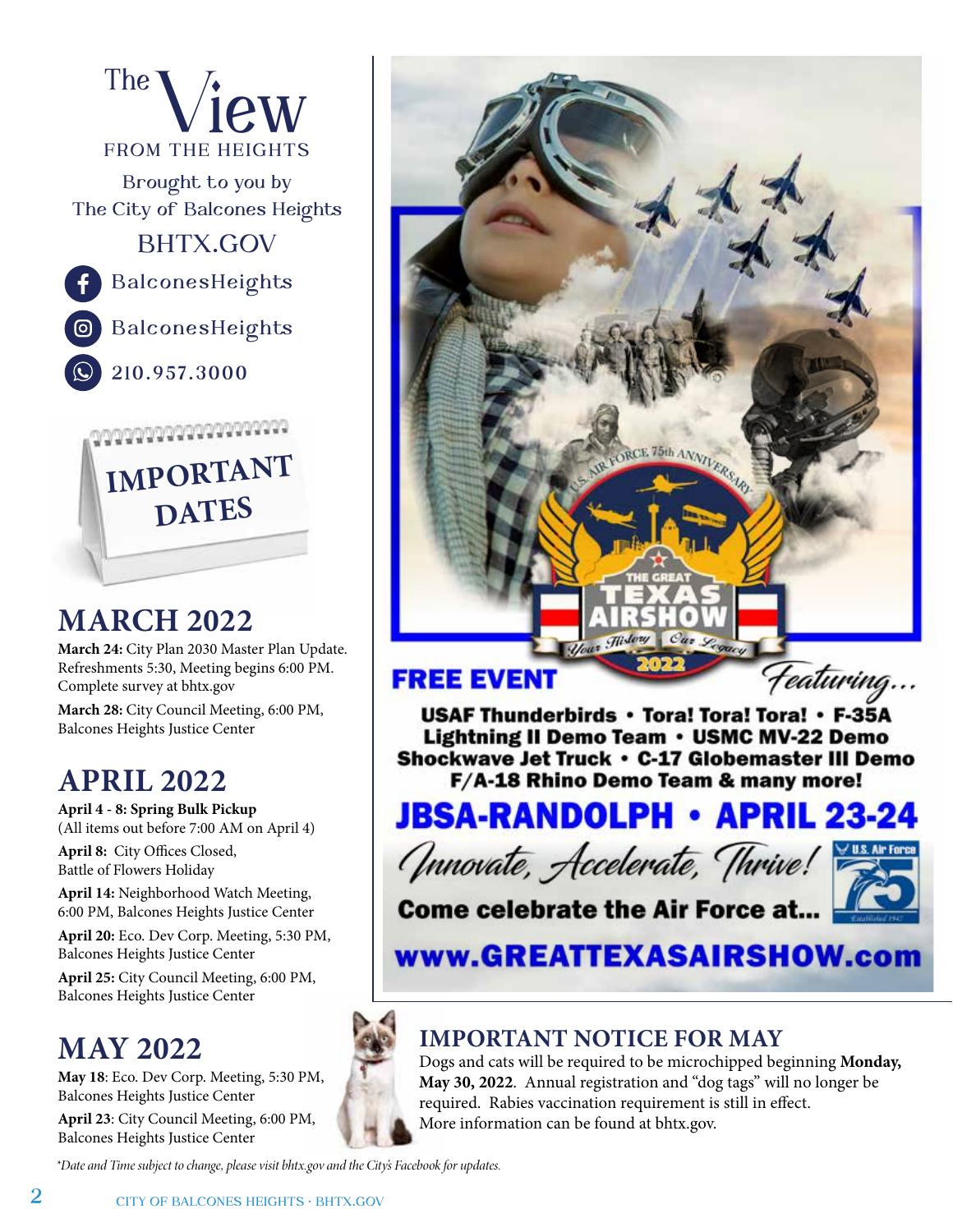# The View FROM THE HEIGHTS

Brought to you by
The City of Balcones Heights

BHTX.GOV

BalconesHeights

BalconesHeights

210.957.3000

IMPORTANT DATES

## MARCH 2022

**March 24:** City Plan 2030 Master Plan Update. Refreshments 5:30, Meeting begins 6:00 PM. Complete survey at bhtx.gov

**March 28:** City Council Meeting, 6:00 PM, Balcones Heights Justice Center

## APRIL 2022

**April 4 - 8: Spring Bulk Pickup** (All items out before 7:00 AM on April 4)

**April 8:** City Offices Closed, Battle of Flowers Holiday

**April 14:** Neighborhood Watch Meeting, 6:00 PM, Balcones Heights Justice Center

**April 20:** Eco. Dev Corp. Meeting, 5:30 PM, Balcones Heights Justice Center

**April 25:** City Council Meeting, 6:00 PM, Balcones Heights Justice Center

## MAY 2022

**May 18**: Eco. Dev Corp. Meeting, 5:30 PM, Balcones Heights Justice Center

**April 23**: City Council Meeting, 6:00 PM, Balcones Heights Justice Center

*Date and Time subject to change, please visit bhtx.gov and the City's Facebook for updates.

U.S. AIR FORCE 75th ANNIVERSARY

THE GREAT TEXAS AIRSHOW

Your History Our Legacy

2022

**FREE EVENT**

*Featuring...*

**USAF Thunderbirds • Tora! Tora! Tora! • F-35A Lightning II Demo Team • USMC MV-22 Demo Shockwave Jet Truck • C-17 Globemaster III Demo F/A-18 Rhino Demo Team & many more!**

**JBSA-RANDOLPH • APRIL 23-24**

*Innovate, Accelerate, Thrive!*

U.S. Air Force 75 Established 1947

**Come celebrate the Air Force at...**

**www.GREATTEXASAIRSHOW.com**

## IMPORTANT NOTICE FOR MAY

Dogs and cats will be required to be microchipped beginning **Monday, May 30, 2022**. Annual registration and "dog tags" will no longer be required. Rabies vaccination requirement is still in effect. More information can be found at bhtx.gov.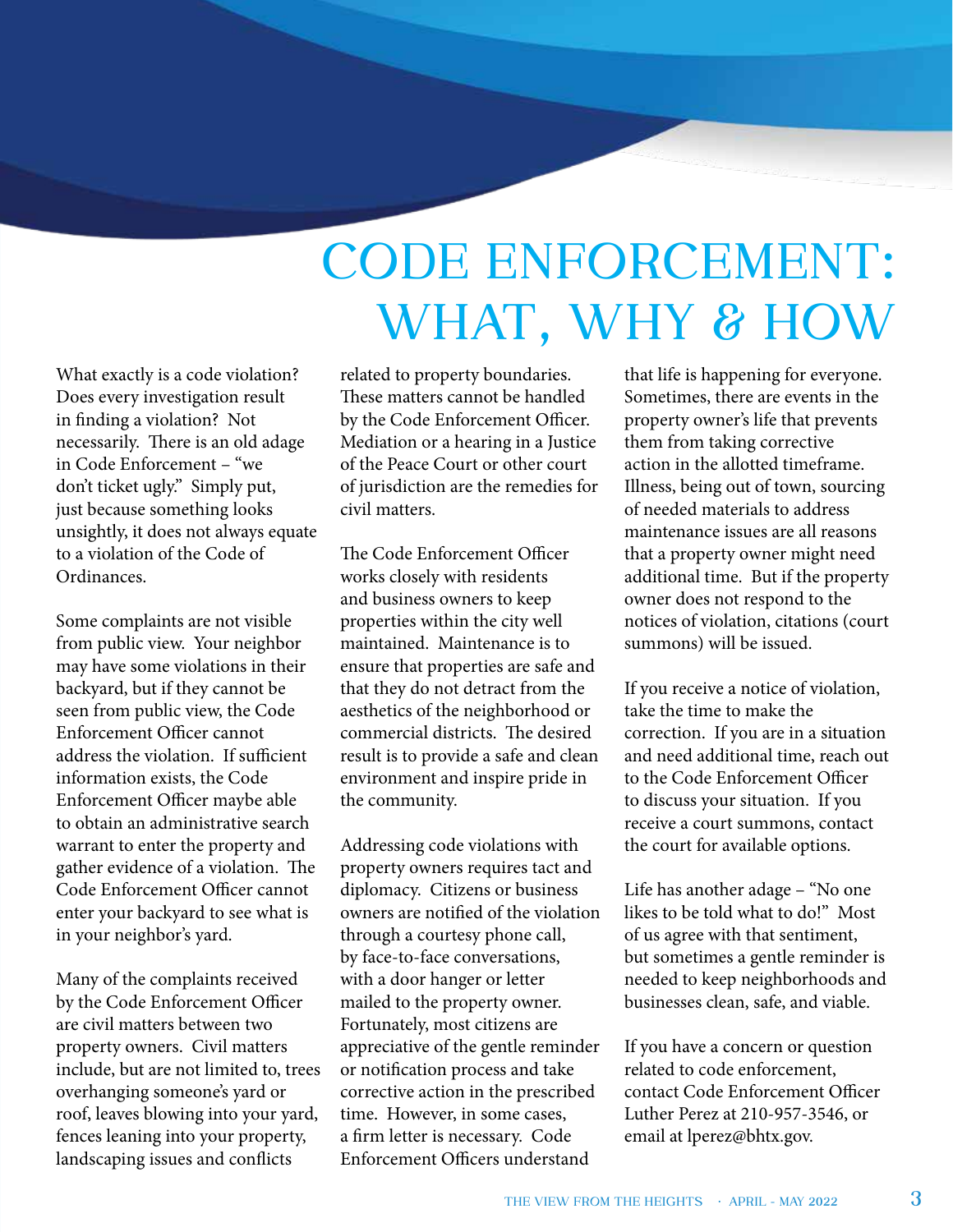# CODE ENFORCEMENT: WHAT, WHY & HOW

What exactly is a code violation? Does every investigation result in finding a violation? Not necessarily. There is an old adage in Code Enforcement – "we don't ticket ugly." Simply put, just because something looks unsightly, it does not always equate to a violation of the Code of Ordinances.

Some complaints are not visible from public view. Your neighbor may have some violations in their backyard, but if they cannot be seen from public view, the Code Enforcement Officer cannot address the violation. If sufficient information exists, the Code Enforcement Officer maybe able to obtain an administrative search warrant to enter the property and gather evidence of a violation. The Code Enforcement Officer cannot enter your backyard to see what is in your neighbor's yard.

Many of the complaints received by the Code Enforcement Officer are civil matters between two property owners. Civil matters include, but are not limited to, trees overhanging someone's yard or roof, leaves blowing into your yard, fences leaning into your property, landscaping issues and conflicts related to property boundaries. These matters cannot be handled by the Code Enforcement Officer. Mediation or a hearing in a Justice of the Peace Court or other court of jurisdiction are the remedies for civil matters.

The Code Enforcement Officer works closely with residents and business owners to keep properties within the city well maintained. Maintenance is to ensure that properties are safe and that they do not detract from the aesthetics of the neighborhood or commercial districts. The desired result is to provide a safe and clean environment and inspire pride in the community.

Addressing code violations with property owners requires tact and diplomacy. Citizens or business owners are notified of the violation through a courtesy phone call, by face-to-face conversations, with a door hanger or letter mailed to the property owner. Fortunately, most citizens are appreciative of the gentle reminder or notification process and take corrective action in the prescribed time. However, in some cases, a firm letter is necessary. Code Enforcement Officers understand that life is happening for everyone. Sometimes, there are events in the property owner's life that prevents them from taking corrective action in the allotted timeframe. Illness, being out of town, sourcing of needed materials to address maintenance issues are all reasons that a property owner might need additional time. But if the property owner does not respond to the notices of violation, citations (court summons) will be issued.

If you receive a notice of violation, take the time to make the correction. If you are in a situation and need additional time, reach out to the Code Enforcement Officer to discuss your situation. If you receive a court summons, contact the court for available options.

Life has another adage – "No one likes to be told what to do!" Most of us agree with that sentiment, but sometimes a gentle reminder is needed to keep neighborhoods and businesses clean, safe, and viable.

If you have a concern or question related to code enforcement, contact Code Enforcement Officer Luther Perez at 210-957-3546, or email at lperez@bhtx.gov.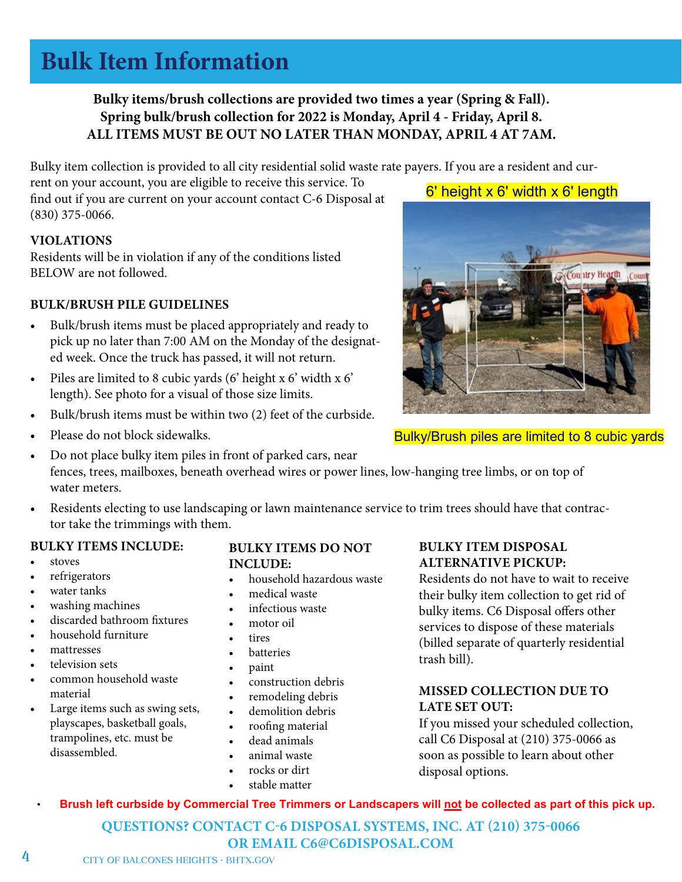# Bulk Item Information

**Bulky items/brush collections are provided two times a year (Spring & Fall).**
**Spring bulk/brush collection for 2022 is Monday, April 4 - Friday, April 8.**
**ALL ITEMS MUST BE OUT NO LATER THAN MONDAY, APRIL 4 AT 7AM.**

Bulky item collection is provided to all city residential solid waste rate payers. If you are a resident and current on your account, you are eligible to receive this service. To find out if you are current on your account contact C-6 Disposal at (830) 375-0066.

6' height x 6' width x 6' length

Bulky/Brush piles are limited to 8 cubic yards

**VIOLATIONS**

Residents will be in violation if any of the conditions listed BELOW are not followed.

**BULK/BRUSH PILE GUIDELINES**

- Bulk/brush items must be placed appropriately and ready to pick up no later than 7:00 AM on the Monday of the designated week. Once the truck has passed, it will not return.
- Piles are limited to 8 cubic yards (6' height x 6' width x 6' length). See photo for a visual of those size limits.
- Bulk/brush items must be within two (2) feet of the curbside.
- Please do not block sidewalks.
- Do not place bulky item piles in front of parked cars, near fences, trees, mailboxes, beneath overhead wires or power lines, low-hanging tree limbs, or on top of water meters.
- Residents electing to use landscaping or lawn maintenance service to trim trees should have that contractor take the trimmings with them.

**BULKY ITEMS INCLUDE:**

- stoves
- refrigerators
- water tanks
- washing machines
- discarded bathroom fixtures
- household furniture
- mattresses
- television sets
- common household waste material
- Large items such as swing sets, playscapes, basketball goals, trampolines, etc. must be disassembled.

**BULKY ITEMS DO NOT INCLUDE:**

- household hazardous waste
- medical waste
- infectious waste
- motor oil
- tires
- batteries
- paint
- construction debris
- remodeling debris
- demolition debris
- roofing material
- dead animals
- animal waste
- rocks or dirt
- stable matter

**BULKY ITEM DISPOSAL ALTERNATIVE PICKUP:**

Residents do not have to wait to receive their bulky item collection to get rid of bulky items. C6 Disposal offers other services to dispose of these materials (billed separate of quarterly residential trash bill).

**MISSED COLLECTION DUE TO LATE SET OUT:**

If you missed your scheduled collection, call C6 Disposal at (210) 375-0066 as soon as possible to learn about other disposal options.

- **Brush left curbside by Commercial Tree Trimmers or Landscapers will not be collected as part of this pick up.**

**QUESTIONS? CONTACT C-6 DISPOSAL SYSTEMS, INC. AT (210) 375-0066**
**OR EMAIL C6@C6DISPOSAL.COM**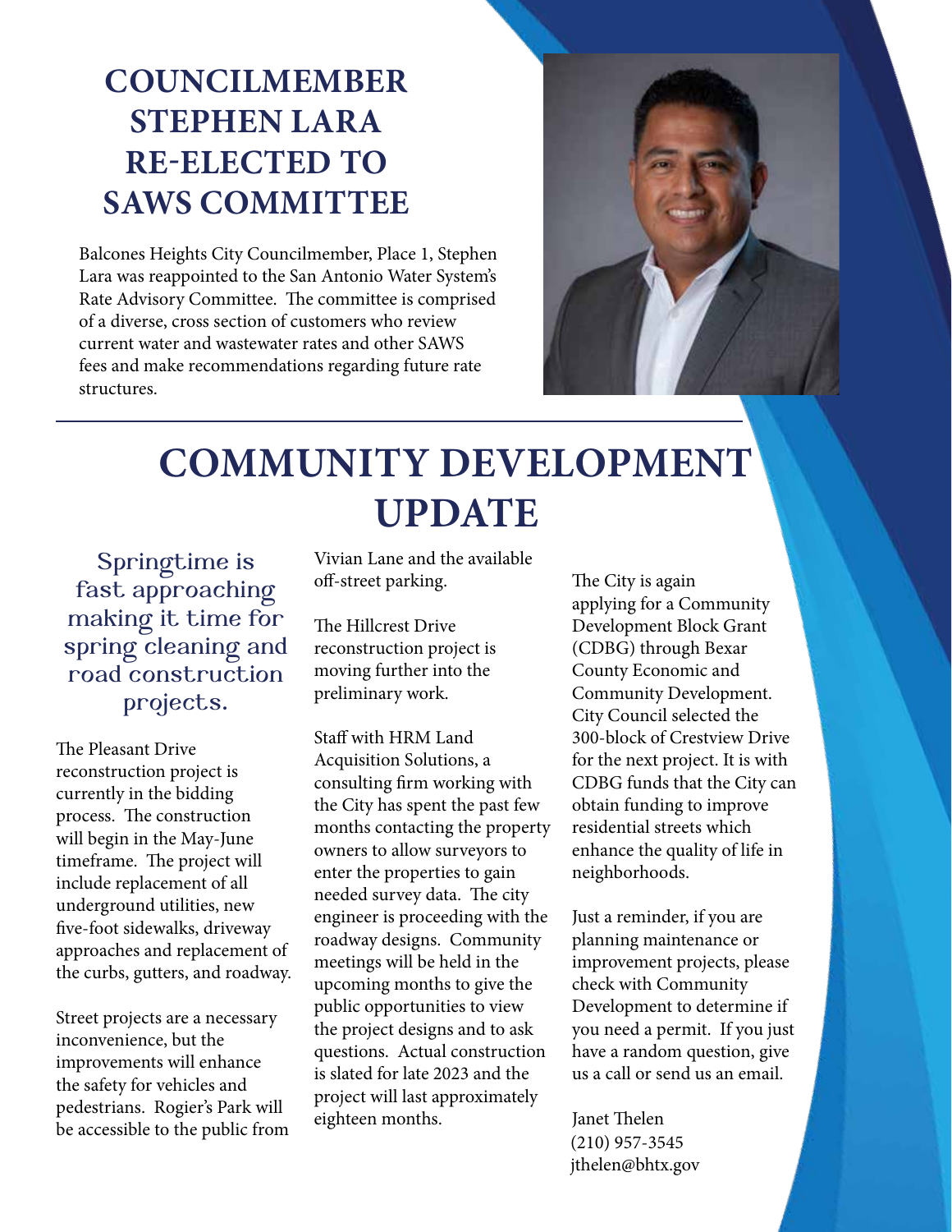# COUNCILMEMBER STEPHEN LARA RE-ELECTED TO SAWS COMMITTEE

Balcones Heights City Councilmember, Place 1, Stephen Lara was reappointed to the San Antonio Water System's Rate Advisory Committee. The committee is comprised of a diverse, cross section of customers who review current water and wastewater rates and other SAWS fees and make recommendations regarding future rate structures.

# COMMUNITY DEVELOPMENT UPDATE

### Springtime is fast approaching making it time for spring cleaning and road construction projects.

The Pleasant Drive reconstruction project is currently in the bidding process. The construction will begin in the May-June timeframe. The project will include replacement of all underground utilities, new five-foot sidewalks, driveway approaches and replacement of the curbs, gutters, and roadway.

Street projects are a necessary inconvenience, but the improvements will enhance the safety for vehicles and pedestrians. Rogier's Park will be accessible to the public from Vivian Lane and the available off-street parking.

The Hillcrest Drive reconstruction project is moving further into the preliminary work.

Staff with HRM Land Acquisition Solutions, a consulting firm working with the City has spent the past few months contacting the property owners to allow surveyors to enter the properties to gain needed survey data. The city engineer is proceeding with the roadway designs. Community meetings will be held in the upcoming months to give the public opportunities to view the project designs and to ask questions. Actual construction is slated for late 2023 and the project will last approximately eighteen months.

The City is again applying for a Community Development Block Grant (CDBG) through Bexar County Economic and Community Development. City Council selected the 300-block of Crestview Drive for the next project. It is with CDBG funds that the City can obtain funding to improve residential streets which enhance the quality of life in neighborhoods.

Just a reminder, if you are planning maintenance or improvement projects, please check with Community Development to determine if you need a permit. If you just have a random question, give us a call or send us an email.

Janet Thelen
(210) 957-3545
jthelen@bhtx.gov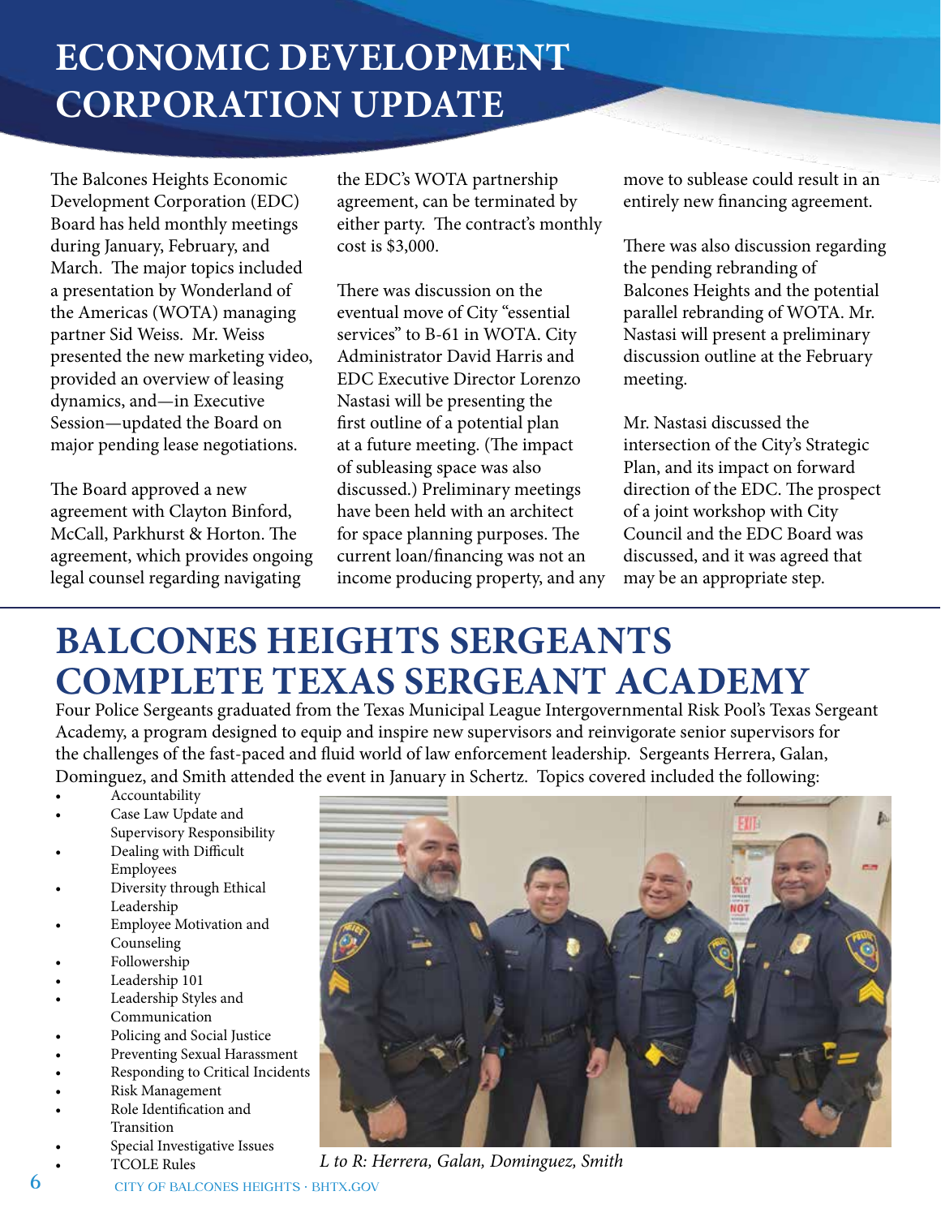# ECONOMIC DEVELOPMENT CORPORATION UPDATE

The Balcones Heights Economic Development Corporation (EDC) Board has held monthly meetings during January, February, and March. The major topics included a presentation by Wonderland of the Americas (WOTA) managing partner Sid Weiss. Mr. Weiss presented the new marketing video, provided an overview of leasing dynamics, and—in Executive Session—updated the Board on major pending lease negotiations.

The Board approved a new agreement with Clayton Binford, McCall, Parkhurst & Horton. The agreement, which provides ongoing legal counsel regarding navigating the EDC's WOTA partnership agreement, can be terminated by either party. The contract's monthly cost is $3,000.

There was discussion on the eventual move of City "essential services" to B-61 in WOTA. City Administrator David Harris and EDC Executive Director Lorenzo Nastasi will be presenting the first outline of a potential plan at a future meeting. (The impact of subleasing space was also discussed.) Preliminary meetings have been held with an architect for space planning purposes. The current loan/financing was not an income producing property, and any move to sublease could result in an entirely new financing agreement.

There was also discussion regarding the pending rebranding of Balcones Heights and the potential parallel rebranding of WOTA. Mr. Nastasi will present a preliminary discussion outline at the February meeting.

Mr. Nastasi discussed the intersection of the City's Strategic Plan, and its impact on forward direction of the EDC. The prospect of a joint workshop with City Council and the EDC Board was discussed, and it was agreed that may be an appropriate step.

# BALCONES HEIGHTS SERGEANTS COMPLETE TEXAS SERGEANT ACADEMY

Four Police Sergeants graduated from the Texas Municipal League Intergovernmental Risk Pool's Texas Sergeant Academy, a program designed to equip and inspire new supervisors and reinvigorate senior supervisors for the challenges of the fast-paced and fluid world of law enforcement leadership. Sergeants Herrera, Galan, Dominguez, and Smith attended the event in January in Schertz. Topics covered included the following:

- Accountability
- Case Law Update and Supervisory Responsibility
- Dealing with Difficult Employees
- Diversity through Ethical Leadership
- Employee Motivation and Counseling
- Followership
- Leadership 101
- Leadership Styles and Communication
- Policing and Social Justice
- Preventing Sexual Harassment
- Responding to Critical Incidents
- Risk Management
- Role Identification and Transition
- Special Investigative Issues
- TCOLE Rules

*L to R: Herrera, Galan, Dominguez, Smith*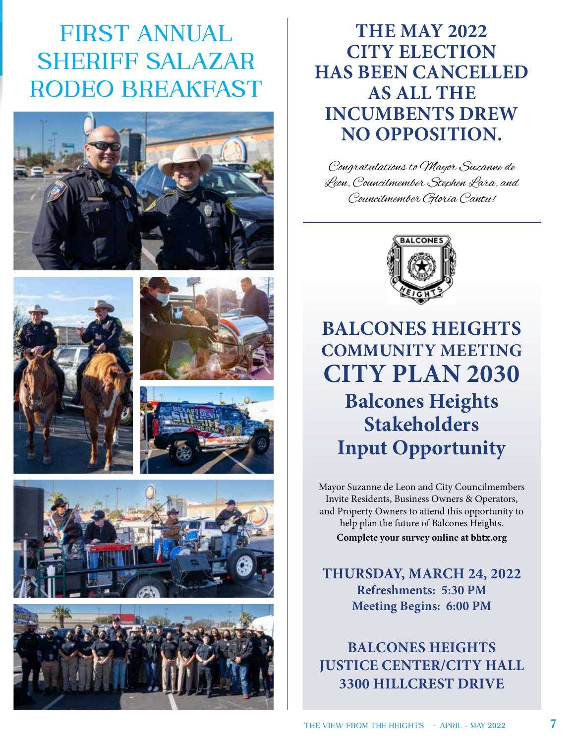# FIRST ANNUAL SHERIFF SALAZAR RODEO BREAKFAST

## THE MAY 2022 CITY ELECTION HAS BEEN CANCELLED AS ALL THE INCUMBENTS DREW NO OPPOSITION.

*Congratulations to Mayor Suzanne de Leon, Councilmember Stephen Lara, and Councilmember Gloria Cantu!*

---

## BALCONES HEIGHTS COMMUNITY MEETING CITY PLAN 2030

### Balcones Heights Stakeholders Input Opportunity

Mayor Suzanne de Leon and City Councilmembers Invite Residents, Business Owners & Operators, and Property Owners to attend this opportunity to help plan the future of Balcones Heights.

**Complete your survey online at bhtx.org**

**THURSDAY, MARCH 24, 2022**
**Refreshments: 5:30 PM**
**Meeting Begins: 6:00 PM**

**BALCONES HEIGHTS JUSTICE CENTER/CITY HALL**
**3300 HILLCREST DRIVE**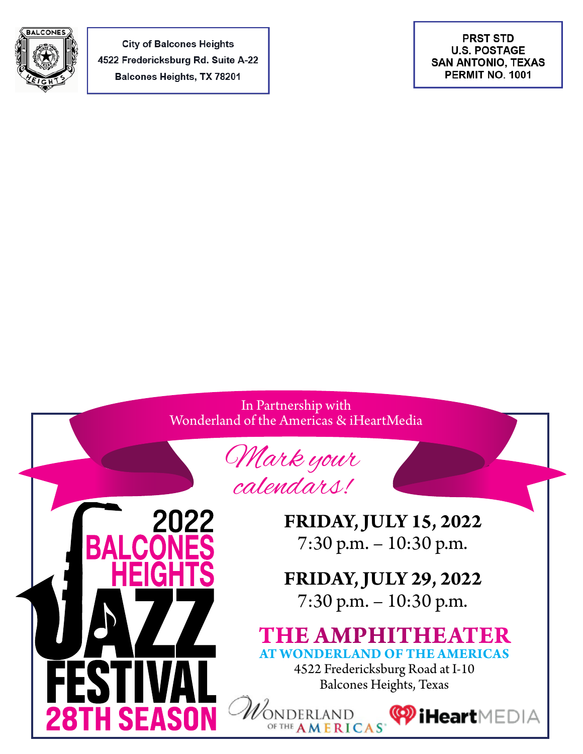City of Balcones Heights
4522 Fredericksburg Rd. Suite A-22
Balcones Heights, TX 78201

PRST STD
U.S. POSTAGE
SAN ANTONIO, TEXAS
PERMIT NO. 1001

In Partnership with
Wonderland of the Americas & iHeartMedia

*Mark your calendars!*

# 2022 BALCONES HEIGHTS JAZZ FESTIVAL

## 28TH SEASON

**FRIDAY, JULY 15, 2022**
7:30 p.m. – 10:30 p.m.

**FRIDAY, JULY 29, 2022**
7:30 p.m. – 10:30 p.m.

**THE AMPHITHEATER**
**AT WONDERLAND OF THE AMERICAS**
4522 Fredericksburg Road at I-10
Balcones Heights, Texas

Wonderland of the Americas
iHeartMEDIA